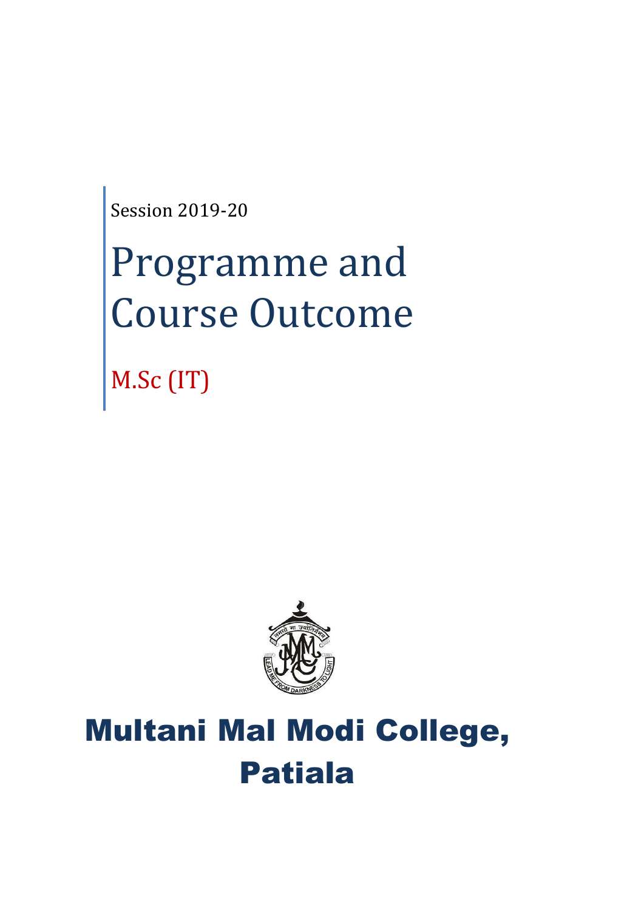Session 2019-20

# Programme and Course Outcome

M.Sc (IT)

# Multani Mal Modi College, Patiala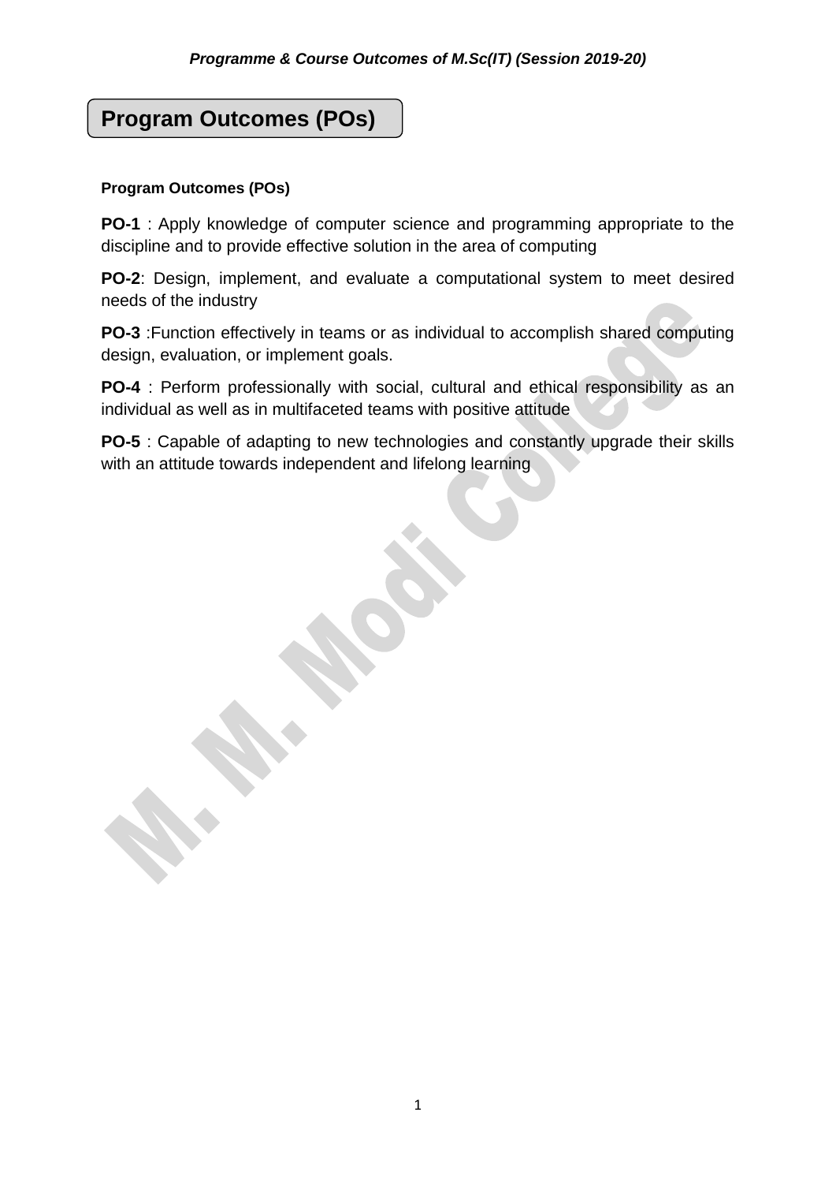# Program Outcomes (POs)

**Program Outcomes (POs)**

**PO-1** : Apply knowledge of computer science and programming appropriate to the discipline and to provide effective solution in the area of computing

**PO-2**: Design, implement, and evaluate a computational system to meet desired needs of the industry

**PO-3** :Function effectively in teams or as individual to accomplish shared computing design, evaluation, or implement goals.

**PO-4** : Perform professionally with social, cultural and ethical responsibility as an individual as well as in multifaceted teams with positive attitude

**PO-5** : Capable of adapting to new technologies and constantly upgrade their skills with an attitude towards independent and lifelong learning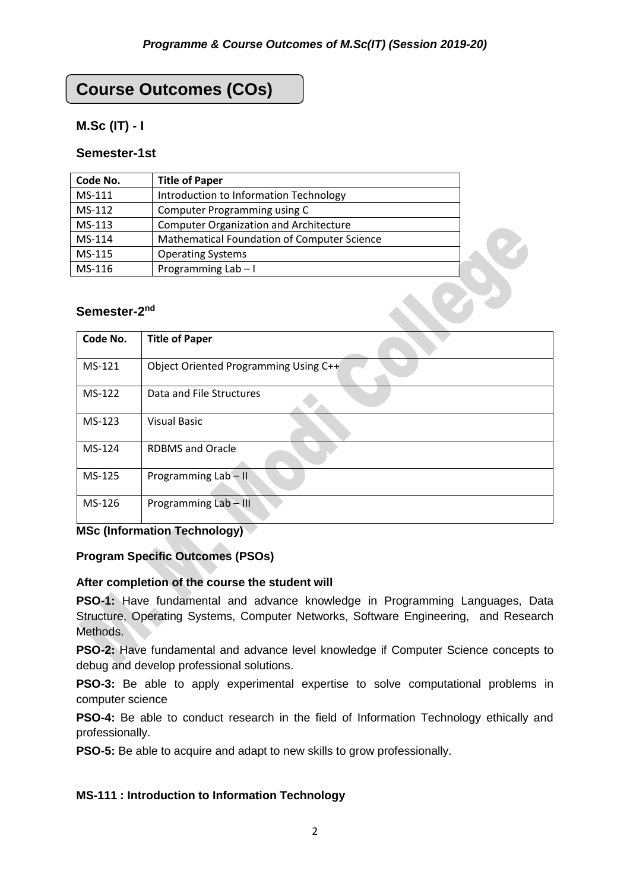# Course Outcomes (COs)

## M.Sc (IT) - I

### Semester-1st

| Code No. | Title of Paper |
|---|---|
| MS-111 | Introduction to Information Technology |
| MS-112 | Computer Programming using C |
| MS-113 | Computer Organization and Architecture |
| MS-114 | Mathematical Foundation of Computer Science |
| MS-115 | Operating Systems |
| MS-116 | Programming Lab – I |

### Semester-2nd

| Code No. | Title of Paper |
|---|---|
| MS-121 | Object Oriented Programming Using C++ |
| MS-122 | Data and File Structures |
| MS-123 | Visual Basic |
| MS-124 | RDBMS and Oracle |
| MS-125 | Programming Lab – II |
| MS-126 | Programming Lab – III |

**MSc (Information Technology)**

**Program Specific Outcomes (PSOs)**

**After completion of the course the student will**

**PSO-1:** Have fundamental and advance knowledge in Programming Languages, Data Structure, Operating Systems, Computer Networks, Software Engineering, and Research Methods.

**PSO-2:** Have fundamental and advance level knowledge if Computer Science concepts to debug and develop professional solutions.

**PSO-3:** Be able to apply experimental expertise to solve computational problems in computer science

**PSO-4:** Be able to conduct research in the field of Information Technology ethically and professionally.

**PSO-5:** Be able to acquire and adapt to new skills to grow professionally.

**MS-111 : Introduction to Information Technology**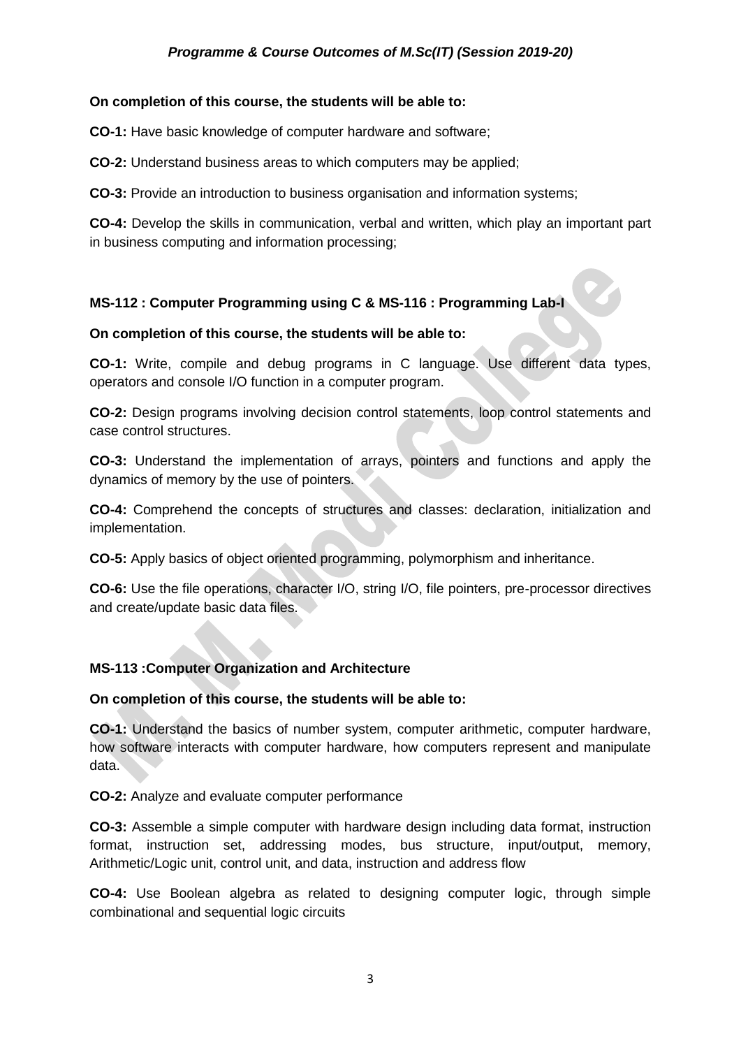**On completion of this course, the students will be able to:**

**CO-1:** Have basic knowledge of computer hardware and software;

**CO-2:** Understand business areas to which computers may be applied;

**CO-3:** Provide an introduction to business organisation and information systems;

**CO-4:** Develop the skills in communication, verbal and written, which play an important part in business computing and information processing;

**MS-112 : Computer Programming using C & MS-116 : Programming Lab-I**

**On completion of this course, the students will be able to:**

**CO-1:** Write, compile and debug programs in C language. Use different data types, operators and console I/O function in a computer program.

**CO-2:** Design programs involving decision control statements, loop control statements and case control structures.

**CO-3:** Understand the implementation of arrays, pointers and functions and apply the dynamics of memory by the use of pointers.

**CO-4:** Comprehend the concepts of structures and classes: declaration, initialization and implementation.

**CO-5:** Apply basics of object oriented programming, polymorphism and inheritance.

**CO-6:** Use the file operations, character I/O, string I/O, file pointers, pre-processor directives and create/update basic data files.

**MS-113 :Computer Organization and Architecture**

**On completion of this course, the students will be able to:**

**CO-1:** Understand the basics of number system, computer arithmetic, computer hardware, how software interacts with computer hardware, how computers represent and manipulate data.

**CO-2:** Analyze and evaluate computer performance

**CO-3:** Assemble a simple computer with hardware design including data format, instruction format, instruction set, addressing modes, bus structure, input/output, memory, Arithmetic/Logic unit, control unit, and data, instruction and address flow

**CO-4:** Use Boolean algebra as related to designing computer logic, through simple combinational and sequential logic circuits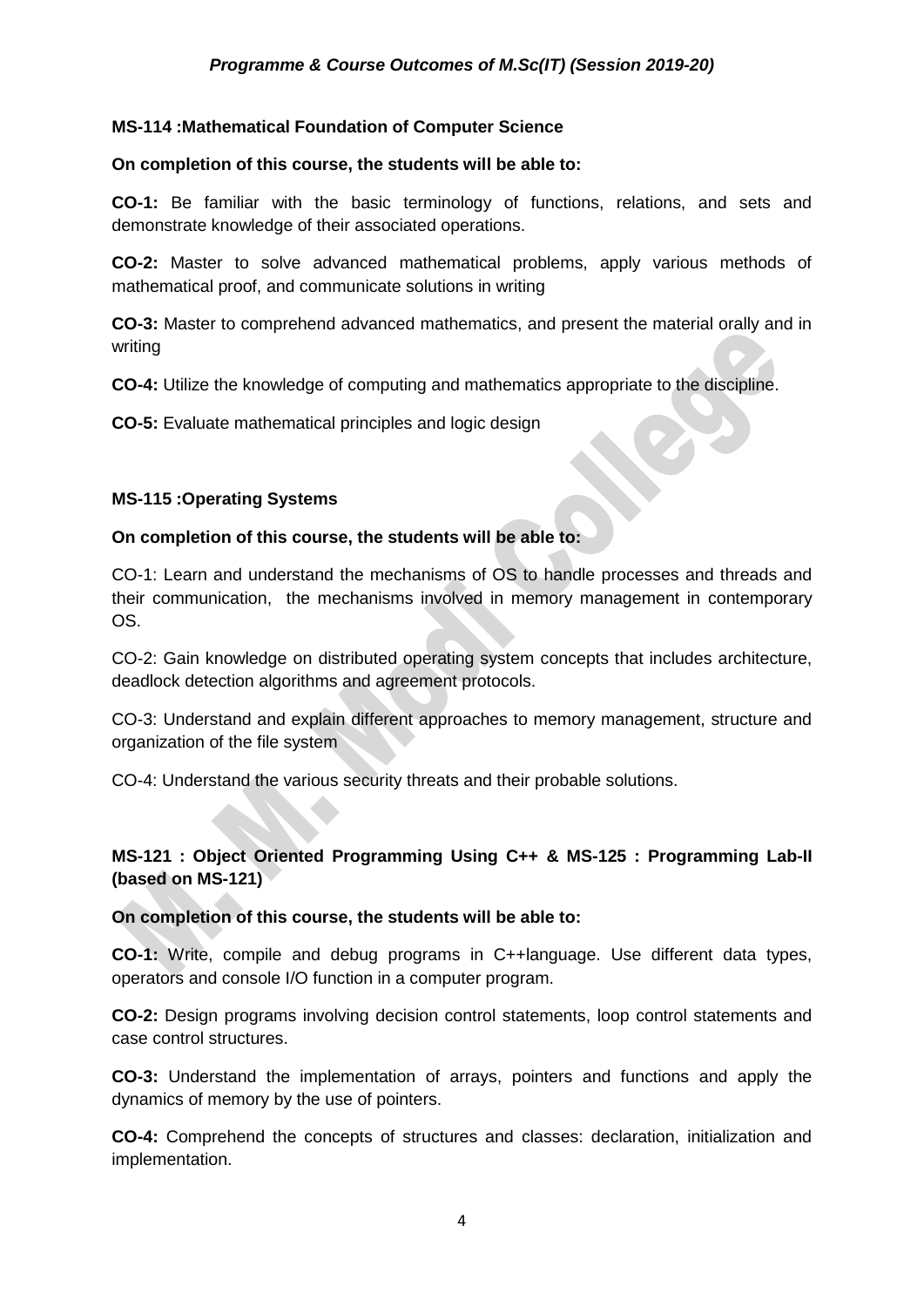**MS-114 :Mathematical Foundation of Computer Science**

**On completion of this course, the students will be able to:**

**CO-1:** Be familiar with the basic terminology of functions, relations, and sets and demonstrate knowledge of their associated operations.

**CO-2:** Master to solve advanced mathematical problems, apply various methods of mathematical proof, and communicate solutions in writing

**CO-3:** Master to comprehend advanced mathematics, and present the material orally and in writing

**CO-4:** Utilize the knowledge of computing and mathematics appropriate to the discipline.

**CO-5:** Evaluate mathematical principles and logic design

**MS-115 :Operating Systems**

**On completion of this course, the students will be able to:**

CO-1: Learn and understand the mechanisms of OS to handle processes and threads and their communication, the mechanisms involved in memory management in contemporary OS.

CO-2: Gain knowledge on distributed operating system concepts that includes architecture, deadlock detection algorithms and agreement protocols.

CO-3: Understand and explain different approaches to memory management, structure and organization of the file system

CO-4: Understand the various security threats and their probable solutions.

**MS-121 : Object Oriented Programming Using C++ & MS-125 : Programming Lab-II (based on MS-121)**

**On completion of this course, the students will be able to:**

**CO-1:** Write, compile and debug programs in C++language. Use different data types, operators and console I/O function in a computer program.

**CO-2:** Design programs involving decision control statements, loop control statements and case control structures.

**CO-3:** Understand the implementation of arrays, pointers and functions and apply the dynamics of memory by the use of pointers.

**CO-4:** Comprehend the concepts of structures and classes: declaration, initialization and implementation.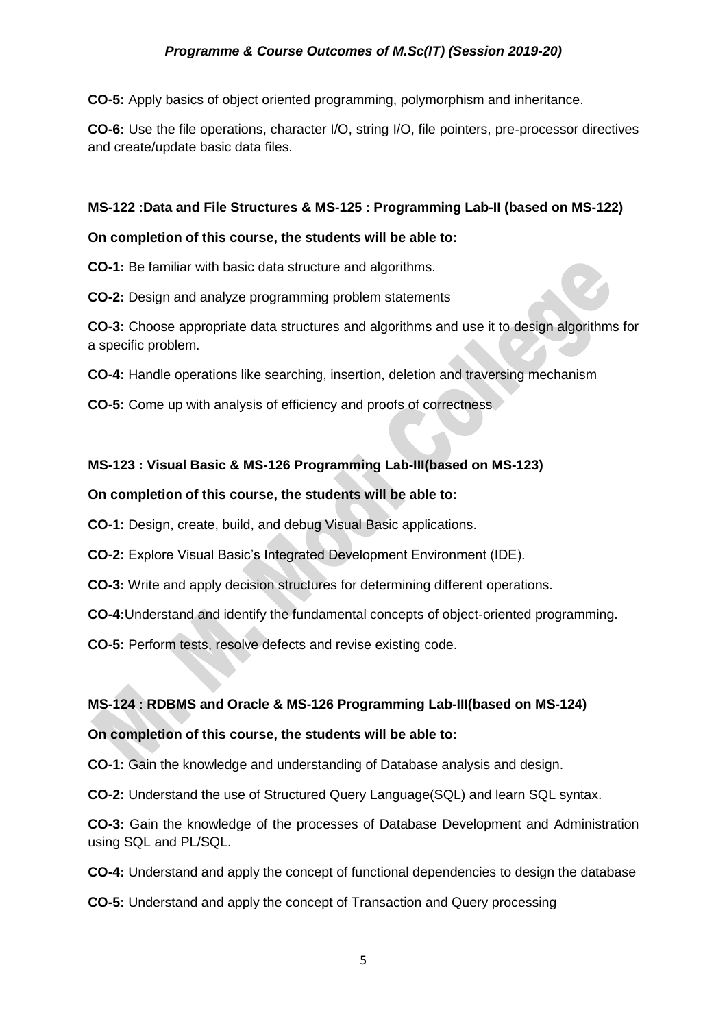**CO-5:** Apply basics of object oriented programming, polymorphism and inheritance.

**CO-6:** Use the file operations, character I/O, string I/O, file pointers, pre-processor directives and create/update basic data files.

**MS-122 :Data and File Structures & MS-125 : Programming Lab-II (based on MS-122)**

**On completion of this course, the students will be able to:**

**CO-1:** Be familiar with basic data structure and algorithms.

**CO-2:** Design and analyze programming problem statements

**CO-3:** Choose appropriate data structures and algorithms and use it to design algorithms for a specific problem.

**CO-4:** Handle operations like searching, insertion, deletion and traversing mechanism

**CO-5:** Come up with analysis of efficiency and proofs of correctness

**MS-123 : Visual Basic & MS-126 Programming Lab-III(based on MS-123)**

**On completion of this course, the students will be able to:**

**CO-1:** Design, create, build, and debug Visual Basic applications.

**CO-2:** Explore Visual Basic's Integrated Development Environment (IDE).

**CO-3:** Write and apply decision structures for determining different operations.

**CO-4:**Understand and identify the fundamental concepts of object-oriented programming.

**CO-5:** Perform tests, resolve defects and revise existing code.

**MS-124 : RDBMS and Oracle & MS-126 Programming Lab-III(based on MS-124)**

**On completion of this course, the students will be able to:**

**CO-1:** Gain the knowledge and understanding of Database analysis and design.

**CO-2:** Understand the use of Structured Query Language(SQL) and learn SQL syntax.

**CO-3:** Gain the knowledge of the processes of Database Development and Administration using SQL and PL/SQL.

**CO-4:** Understand and apply the concept of functional dependencies to design the database

**CO-5:** Understand and apply the concept of Transaction and Query processing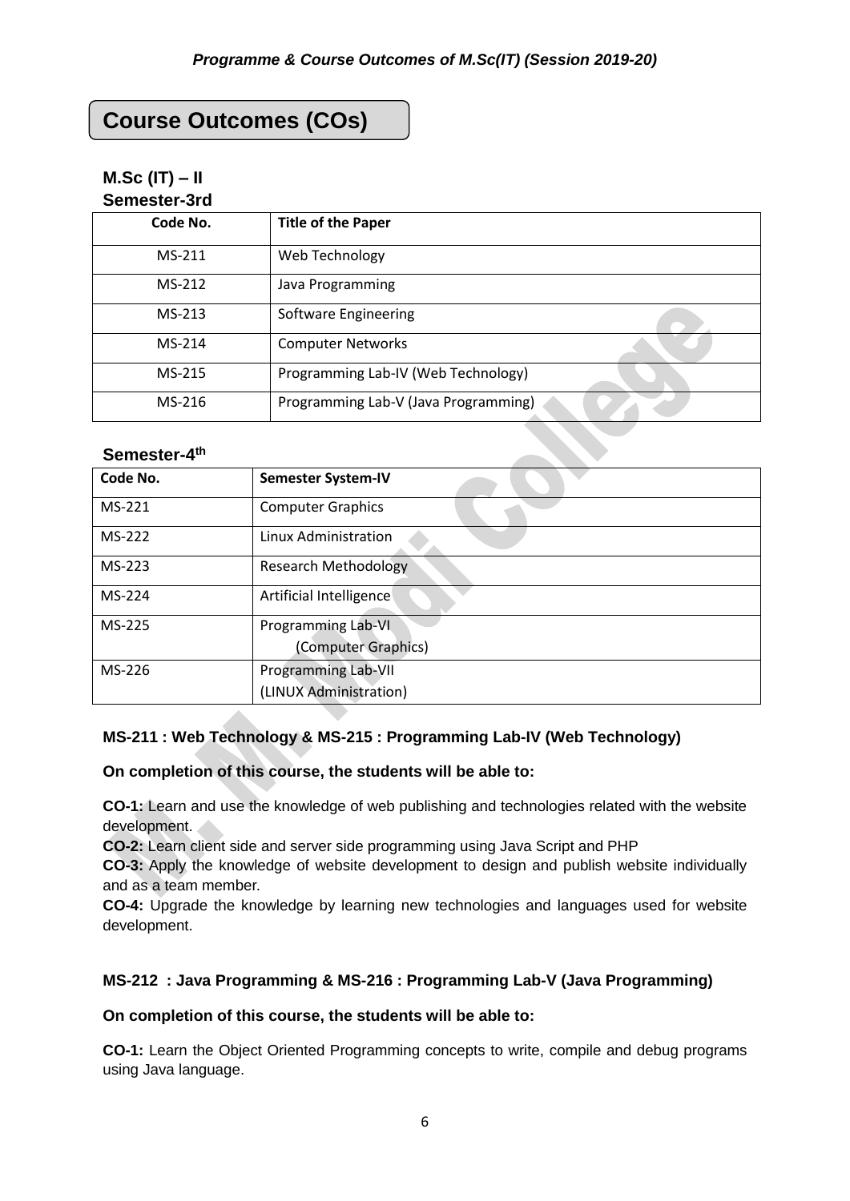## Course Outcomes (COs)

### M.Sc (IT) – II

**Semester-3rd**

| Code No. | Title of the Paper |
|---|---|
| MS-211 | Web Technology |
| MS-212 | Java Programming |
| MS-213 | Software Engineering |
| MS-214 | Computer Networks |
| MS-215 | Programming Lab-IV (Web Technology) |
| MS-216 | Programming Lab-V (Java Programming) |

**Semester-4th**

| Code No. | Semester System-IV |
|---|---|
| MS-221 | Computer Graphics |
| MS-222 | Linux Administration |
| MS-223 | Research Methodology |
| MS-224 | Artificial Intelligence |
| MS-225 | Programming Lab-VI (Computer Graphics) |
| MS-226 | Programming Lab-VII (LINUX Administration) |

### MS-211 : Web Technology & MS-215 : Programming Lab-IV (Web Technology)

**On completion of this course, the students will be able to:**

**CO-1:** Learn and use the knowledge of web publishing and technologies related with the website development.

**CO-2:** Learn client side and server side programming using Java Script and PHP

**CO-3:** Apply the knowledge of website development to design and publish website individually and as a team member.

**CO-4:** Upgrade the knowledge by learning new technologies and languages used for website development.

### MS-212 : Java Programming & MS-216 : Programming Lab-V (Java Programming)

**On completion of this course, the students will be able to:**

**CO-1:** Learn the Object Oriented Programming concepts to write, compile and debug programs using Java language.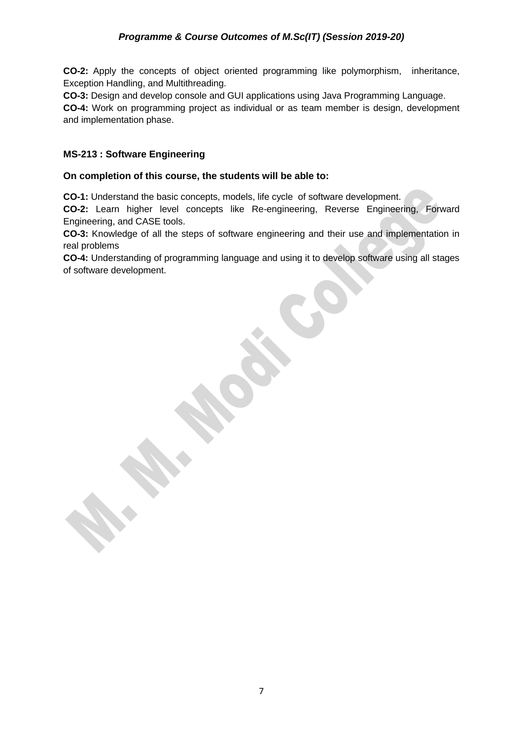**CO-2:** Apply the concepts of object oriented programming like polymorphism, inheritance, Exception Handling, and Multithreading.
**CO-3:** Design and develop console and GUI applications using Java Programming Language.
**CO-4:** Work on programming project as individual or as team member is design, development and implementation phase.

### MS-213 : Software Engineering

**On completion of this course, the students will be able to:**

**CO-1:** Understand the basic concepts, models, life cycle of software development.
**CO-2:** Learn higher level concepts like Re-engineering, Reverse Engineering, Forward Engineering, and CASE tools.
**CO-3:** Knowledge of all the steps of software engineering and their use and implementation in real problems
**CO-4:** Understanding of programming language and using it to develop software using all stages of software development.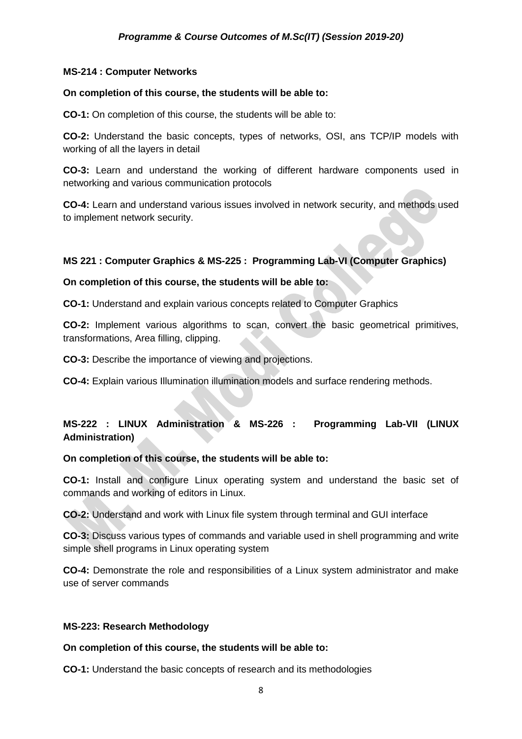**MS-214 : Computer Networks**

**On completion of this course, the students will be able to:**

**CO-1:** On completion of this course, the students will be able to:

**CO-2:** Understand the basic concepts, types of networks, OSI, ans TCP/IP models with working of all the layers in detail

**CO-3:** Learn and understand the working of different hardware components used in networking and various communication protocols

**CO-4:** Learn and understand various issues involved in network security, and methods used to implement network security.

**MS 221 : Computer Graphics & MS-225 : Programming Lab-VI (Computer Graphics)**

**On completion of this course, the students will be able to:**

**CO-1:** Understand and explain various concepts related to Computer Graphics

**CO-2:** Implement various algorithms to scan, convert the basic geometrical primitives, transformations, Area filling, clipping.

**CO-3:** Describe the importance of viewing and projections.

**CO-4:** Explain various Illumination illumination models and surface rendering methods.

**MS-222 : LINUX Administration & MS-226 : Programming Lab-VII (LINUX Administration)**

**On completion of this course, the students will be able to:**

**CO-1:** Install and configure Linux operating system and understand the basic set of commands and working of editors in Linux.

**CO-2:** Understand and work with Linux file system through terminal and GUI interface

**CO-3:** Discuss various types of commands and variable used in shell programming and write simple shell programs in Linux operating system

**CO-4:** Demonstrate the role and responsibilities of a Linux system administrator and make use of server commands

**MS-223: Research Methodology**

**On completion of this course, the students will be able to:**

**CO-1:** Understand the basic concepts of research and its methodologies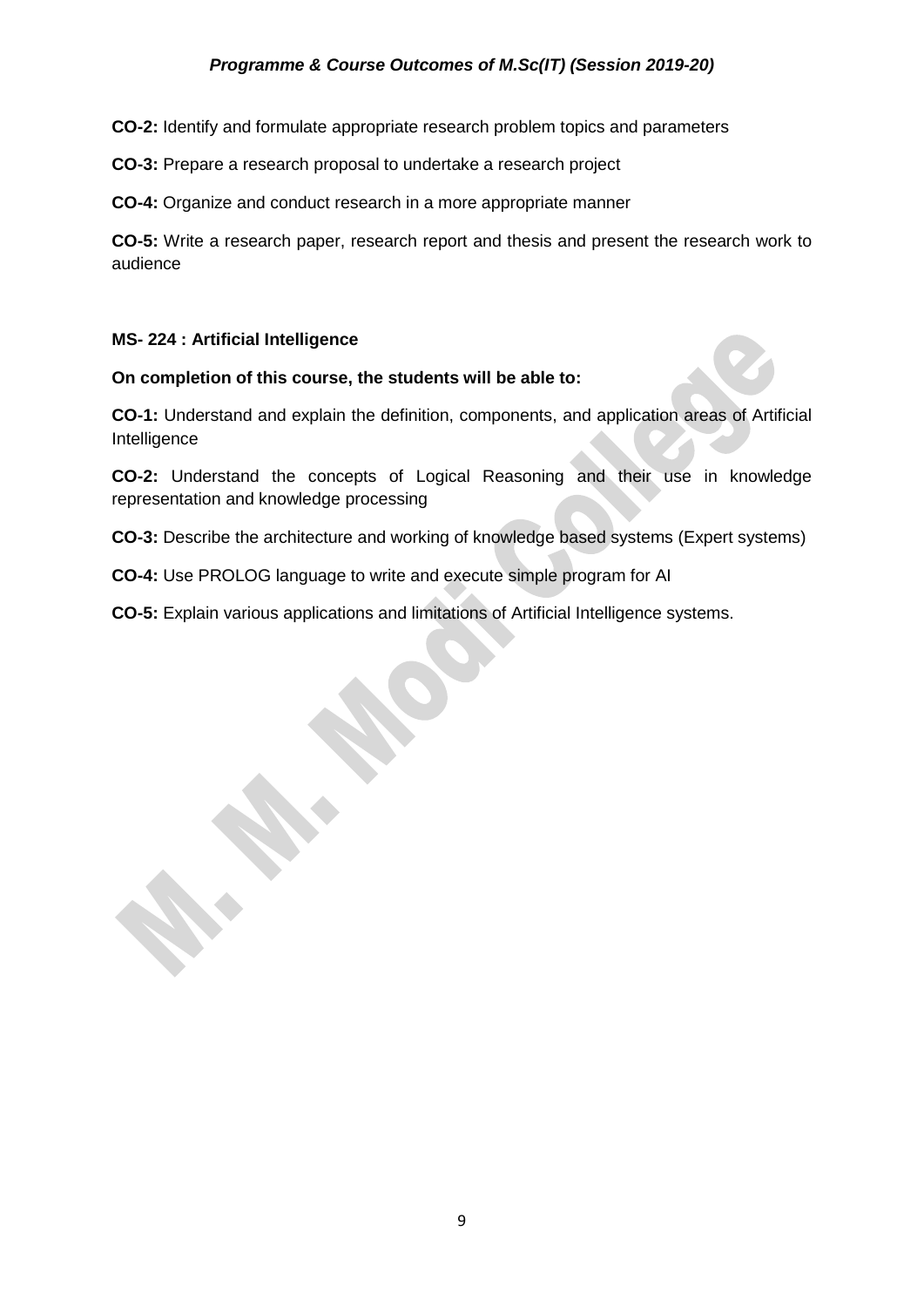**CO-2:** Identify and formulate appropriate research problem topics and parameters

**CO-3:** Prepare a research proposal to undertake a research project

**CO-4:** Organize and conduct research in a more appropriate manner

**CO-5:** Write a research paper, research report and thesis and present the research work to audience

**MS- 224 : Artificial Intelligence**

**On completion of this course, the students will be able to:**

**CO-1:** Understand and explain the definition, components, and application areas of Artificial Intelligence

**CO-2:** Understand the concepts of Logical Reasoning and their use in knowledge representation and knowledge processing

**CO-3:** Describe the architecture and working of knowledge based systems (Expert systems)

**CO-4:** Use PROLOG language to write and execute simple program for AI

**CO-5:** Explain various applications and limitations of Artificial Intelligence systems.